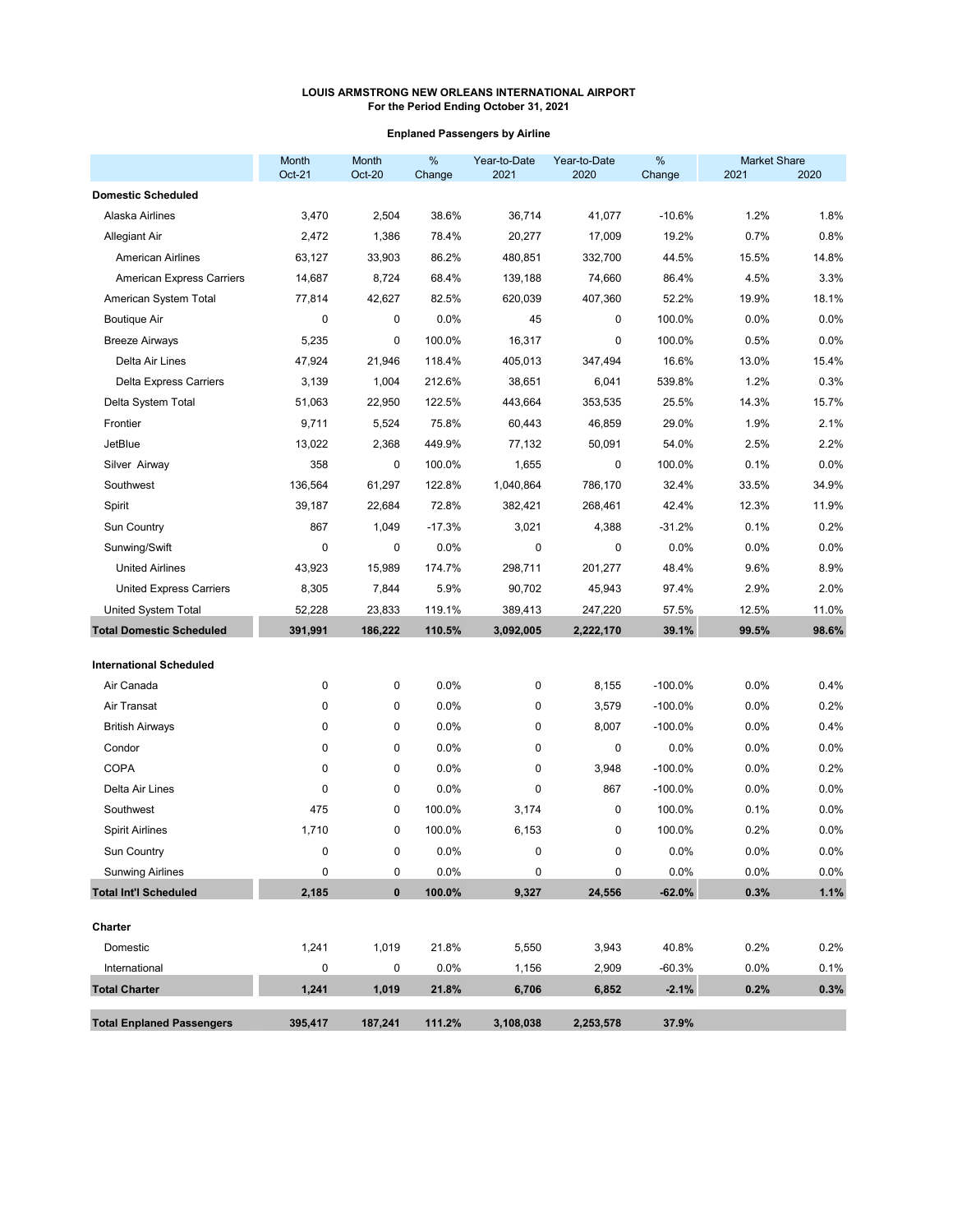# LOUIS ARMSTRONG NEW ORLEANS INTERNATIONAL AIRPORT

**For the Period Ending October 31, 2021**

**Enplaned Passengers by Airline**

| | Month Oct-21 | Month Oct-20 | % Change | Year-to-Date 2021 | Year-to-Date 2020 | % Change | Market Share 2021 | Market Share 2020 |
|---|---|---|---|---|---|---|---|---|
| **Domestic Scheduled** | | | | | | | | |
| Alaska Airlines | 3,470 | 2,504 | 38.6% | 36,714 | 41,077 | -10.6% | 1.2% | 1.8% |
| Allegiant Air | 2,472 | 1,386 | 78.4% | 20,277 | 17,009 | 19.2% | 0.7% | 0.8% |
| American Airlines | 63,127 | 33,903 | 86.2% | 480,851 | 332,700 | 44.5% | 15.5% | 14.8% |
| American Express Carriers | 14,687 | 8,724 | 68.4% | 139,188 | 74,660 | 86.4% | 4.5% | 3.3% |
| American System Total | 77,814 | 42,627 | 82.5% | 620,039 | 407,360 | 52.2% | 19.9% | 18.1% |
| Boutique Air | 0 | 0 | 0.0% | 45 | 0 | 100.0% | 0.0% | 0.0% |
| Breeze Airways | 5,235 | 0 | 100.0% | 16,317 | 0 | 100.0% | 0.5% | 0.0% |
| Delta Air Lines | 47,924 | 21,946 | 118.4% | 405,013 | 347,494 | 16.6% | 13.0% | 15.4% |
| Delta Express Carriers | 3,139 | 1,004 | 212.6% | 38,651 | 6,041 | 539.8% | 1.2% | 0.3% |
| Delta System Total | 51,063 | 22,950 | 122.5% | 443,664 | 353,535 | 25.5% | 14.3% | 15.7% |
| Frontier | 9,711 | 5,524 | 75.8% | 60,443 | 46,859 | 29.0% | 1.9% | 2.1% |
| JetBlue | 13,022 | 2,368 | 449.9% | 77,132 | 50,091 | 54.0% | 2.5% | 2.2% |
| Silver Airway | 358 | 0 | 100.0% | 1,655 | 0 | 100.0% | 0.1% | 0.0% |
| Southwest | 136,564 | 61,297 | 122.8% | 1,040,864 | 786,170 | 32.4% | 33.5% | 34.9% |
| Spirit | 39,187 | 22,684 | 72.8% | 382,421 | 268,461 | 42.4% | 12.3% | 11.9% |
| Sun Country | 867 | 1,049 | -17.3% | 3,021 | 4,388 | -31.2% | 0.1% | 0.2% |
| Sunwing/Swift | 0 | 0 | 0.0% | 0 | 0 | 0.0% | 0.0% | 0.0% |
| United Airlines | 43,923 | 15,989 | 174.7% | 298,711 | 201,277 | 48.4% | 9.6% | 8.9% |
| United Express Carriers | 8,305 | 7,844 | 5.9% | 90,702 | 45,943 | 97.4% | 2.9% | 2.0% |
| United System Total | 52,228 | 23,833 | 119.1% | 389,413 | 247,220 | 57.5% | 12.5% | 11.0% |
| **Total Domestic Scheduled** | **391,991** | **186,222** | **110.5%** | **3,092,005** | **2,222,170** | **39.1%** | **99.5%** | **98.6%** |
| **International Scheduled** | | | | | | | | |
| Air Canada | 0 | 0 | 0.0% | 0 | 8,155 | -100.0% | 0.0% | 0.4% |
| Air Transat | 0 | 0 | 0.0% | 0 | 3,579 | -100.0% | 0.0% | 0.2% |
| British Airways | 0 | 0 | 0.0% | 0 | 8,007 | -100.0% | 0.0% | 0.4% |
| Condor | 0 | 0 | 0.0% | 0 | 0 | 0.0% | 0.0% | 0.0% |
| COPA | 0 | 0 | 0.0% | 0 | 3,948 | -100.0% | 0.0% | 0.2% |
| Delta Air Lines | 0 | 0 | 0.0% | 0 | 867 | -100.0% | 0.0% | 0.0% |
| Southwest | 475 | 0 | 100.0% | 3,174 | 0 | 100.0% | 0.1% | 0.0% |
| Spirit Airlines | 1,710 | 0 | 100.0% | 6,153 | 0 | 100.0% | 0.2% | 0.0% |
| Sun Country | 0 | 0 | 0.0% | 0 | 0 | 0.0% | 0.0% | 0.0% |
| Sunwing Airlines | 0 | 0 | 0.0% | 0 | 0 | 0.0% | 0.0% | 0.0% |
| **Total Int'l Scheduled** | **2,185** | **0** | **100.0%** | **9,327** | **24,556** | **-62.0%** | **0.3%** | **1.1%** |
| **Charter** | | | | | | | | |
| Domestic | 1,241 | 1,019 | 21.8% | 5,550 | 3,943 | 40.8% | 0.2% | 0.2% |
| International | 0 | 0 | 0.0% | 1,156 | 2,909 | -60.3% | 0.0% | 0.1% |
| **Total Charter** | **1,241** | **1,019** | **21.8%** | **6,706** | **6,852** | **-2.1%** | **0.2%** | **0.3%** |
| **Total Enplaned Passengers** | **395,417** | **187,241** | **111.2%** | **3,108,038** | **2,253,578** | **37.9%** | | |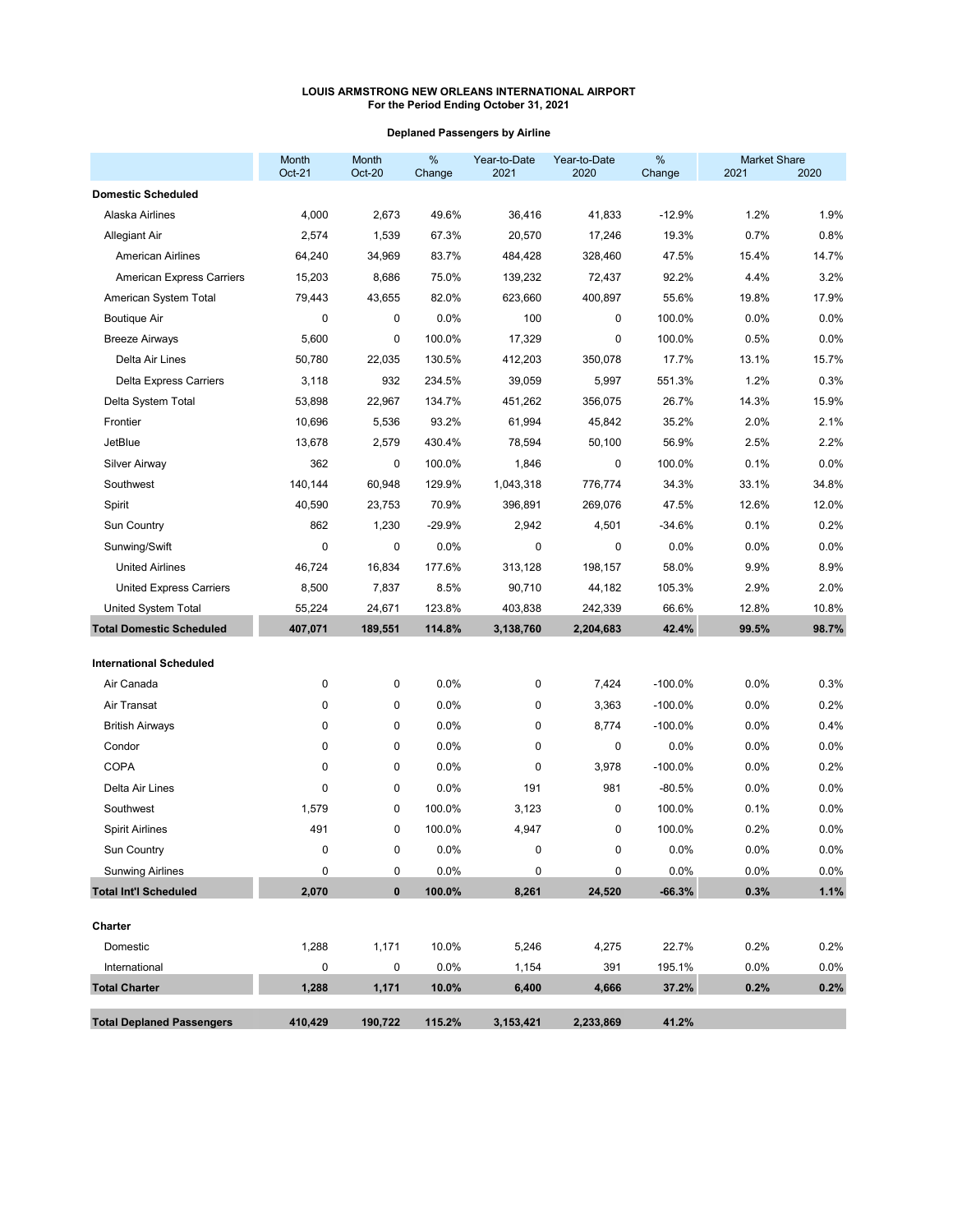**LOUIS ARMSTRONG NEW ORLEANS INTERNATIONAL AIRPORT**
**For the Period Ending October 31, 2021**

**Deplaned Passengers by Airline**

| | Month Oct-21 | Month Oct-20 | % Change | Year-to-Date 2021 | Year-to-Date 2020 | % Change | Market Share 2021 | Market Share 2020 |
|---|---|---|---|---|---|---|---|---|
| **Domestic Scheduled** | | | | | | | | |
| Alaska Airlines | 4,000 | 2,673 | 49.6% | 36,416 | 41,833 | -12.9% | 1.2% | 1.9% |
| Allegiant Air | 2,574 | 1,539 | 67.3% | 20,570 | 17,246 | 19.3% | 0.7% | 0.8% |
| American Airlines | 64,240 | 34,969 | 83.7% | 484,428 | 328,460 | 47.5% | 15.4% | 14.7% |
| American Express Carriers | 15,203 | 8,686 | 75.0% | 139,232 | 72,437 | 92.2% | 4.4% | 3.2% |
| American System Total | 79,443 | 43,655 | 82.0% | 623,660 | 400,897 | 55.6% | 19.8% | 17.9% |
| Boutique Air | 0 | 0 | 0.0% | 100 | 0 | 100.0% | 0.0% | 0.0% |
| Breeze Airways | 5,600 | 0 | 100.0% | 17,329 | 0 | 100.0% | 0.5% | 0.0% |
| Delta Air Lines | 50,780 | 22,035 | 130.5% | 412,203 | 350,078 | 17.7% | 13.1% | 15.7% |
| Delta Express Carriers | 3,118 | 932 | 234.5% | 39,059 | 5,997 | 551.3% | 1.2% | 0.3% |
| Delta System Total | 53,898 | 22,967 | 134.7% | 451,262 | 356,075 | 26.7% | 14.3% | 15.9% |
| Frontier | 10,696 | 5,536 | 93.2% | 61,994 | 45,842 | 35.2% | 2.0% | 2.1% |
| JetBlue | 13,678 | 2,579 | 430.4% | 78,594 | 50,100 | 56.9% | 2.5% | 2.2% |
| Silver Airway | 362 | 0 | 100.0% | 1,846 | 0 | 100.0% | 0.1% | 0.0% |
| Southwest | 140,144 | 60,948 | 129.9% | 1,043,318 | 776,774 | 34.3% | 33.1% | 34.8% |
| Spirit | 40,590 | 23,753 | 70.9% | 396,891 | 269,076 | 47.5% | 12.6% | 12.0% |
| Sun Country | 862 | 1,230 | -29.9% | 2,942 | 4,501 | -34.6% | 0.1% | 0.2% |
| Sunwing/Swift | 0 | 0 | 0.0% | 0 | 0 | 0.0% | 0.0% | 0.0% |
| United Airlines | 46,724 | 16,834 | 177.6% | 313,128 | 198,157 | 58.0% | 9.9% | 8.9% |
| United Express Carriers | 8,500 | 7,837 | 8.5% | 90,710 | 44,182 | 105.3% | 2.9% | 2.0% |
| United System Total | 55,224 | 24,671 | 123.8% | 403,838 | 242,339 | 66.6% | 12.8% | 10.8% |
| **Total Domestic Scheduled** | **407,071** | **189,551** | **114.8%** | **3,138,760** | **2,204,683** | **42.4%** | **99.5%** | **98.7%** |
| **International Scheduled** | | | | | | | | |
| Air Canada | 0 | 0 | 0.0% | 0 | 7,424 | -100.0% | 0.0% | 0.3% |
| Air Transat | 0 | 0 | 0.0% | 0 | 3,363 | -100.0% | 0.0% | 0.2% |
| British Airways | 0 | 0 | 0.0% | 0 | 8,774 | -100.0% | 0.0% | 0.4% |
| Condor | 0 | 0 | 0.0% | 0 | 0 | 0.0% | 0.0% | 0.0% |
| COPA | 0 | 0 | 0.0% | 0 | 3,978 | -100.0% | 0.0% | 0.2% |
| Delta Air Lines | 0 | 0 | 0.0% | 191 | 981 | -80.5% | 0.0% | 0.0% |
| Southwest | 1,579 | 0 | 100.0% | 3,123 | 0 | 100.0% | 0.1% | 0.0% |
| Spirit Airlines | 491 | 0 | 100.0% | 4,947 | 0 | 100.0% | 0.2% | 0.0% |
| Sun Country | 0 | 0 | 0.0% | 0 | 0 | 0.0% | 0.0% | 0.0% |
| Sunwing Airlines | 0 | 0 | 0.0% | 0 | 0 | 0.0% | 0.0% | 0.0% |
| **Total Int'l Scheduled** | **2,070** | **0** | **100.0%** | **8,261** | **24,520** | **-66.3%** | **0.3%** | **1.1%** |
| **Charter** | | | | | | | | |
| Domestic | 1,288 | 1,171 | 10.0% | 5,246 | 4,275 | 22.7% | 0.2% | 0.2% |
| International | 0 | 0 | 0.0% | 1,154 | 391 | 195.1% | 0.0% | 0.0% |
| **Total Charter** | **1,288** | **1,171** | **10.0%** | **6,400** | **4,666** | **37.2%** | **0.2%** | **0.2%** |
| **Total Deplaned Passengers** | **410,429** | **190,722** | **115.2%** | **3,153,421** | **2,233,869** | **41.2%** | | |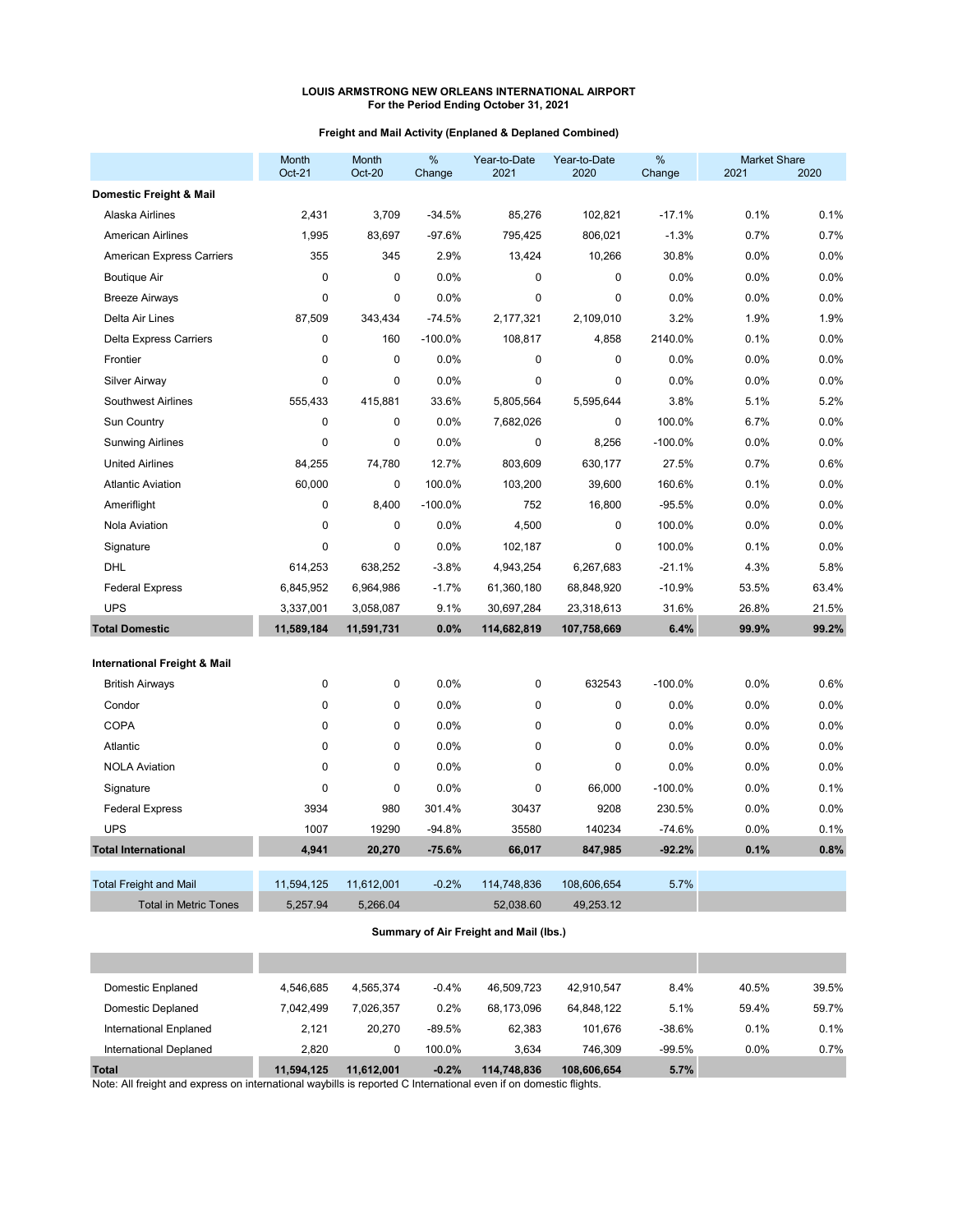# LOUIS ARMSTRONG NEW ORLEANS INTERNATIONAL AIRPORT

**For the Period Ending October 31, 2021**

**Freight and Mail Activity (Enplaned & Deplaned Combined)**

| | Month Oct-21 | Month Oct-20 | % Change | Year-to-Date 2021 | Year-to-Date 2020 | % Change | Market Share 2021 | Market Share 2020 |
|---|---|---|---|---|---|---|---|---|
| **Domestic Freight & Mail** | | | | | | | | |
| Alaska Airlines | 2,431 | 3,709 | -34.5% | 85,276 | 102,821 | -17.1% | 0.1% | 0.1% |
| American Airlines | 1,995 | 83,697 | -97.6% | 795,425 | 806,021 | -1.3% | 0.7% | 0.7% |
| American Express Carriers | 355 | 345 | 2.9% | 13,424 | 10,266 | 30.8% | 0.0% | 0.0% |
| Boutique Air | 0 | 0 | 0.0% | 0 | 0 | 0.0% | 0.0% | 0.0% |
| Breeze Airways | 0 | 0 | 0.0% | 0 | 0 | 0.0% | 0.0% | 0.0% |
| Delta Air Lines | 87,509 | 343,434 | -74.5% | 2,177,321 | 2,109,010 | 3.2% | 1.9% | 1.9% |
| Delta Express Carriers | 0 | 160 | -100.0% | 108,817 | 4,858 | 2140.0% | 0.1% | 0.0% |
| Frontier | 0 | 0 | 0.0% | 0 | 0 | 0.0% | 0.0% | 0.0% |
| Silver Airway | 0 | 0 | 0.0% | 0 | 0 | 0.0% | 0.0% | 0.0% |
| Southwest Airlines | 555,433 | 415,881 | 33.6% | 5,805,564 | 5,595,644 | 3.8% | 5.1% | 5.2% |
| Sun Country | 0 | 0 | 0.0% | 7,682,026 | 0 | 100.0% | 6.7% | 0.0% |
| Sunwing Airlines | 0 | 0 | 0.0% | 0 | 8,256 | -100.0% | 0.0% | 0.0% |
| United Airlines | 84,255 | 74,780 | 12.7% | 803,609 | 630,177 | 27.5% | 0.7% | 0.6% |
| Atlantic Aviation | 60,000 | 0 | 100.0% | 103,200 | 39,600 | 160.6% | 0.1% | 0.0% |
| Ameriflight | 0 | 8,400 | -100.0% | 752 | 16,800 | -95.5% | 0.0% | 0.0% |
| Nola Aviation | 0 | 0 | 0.0% | 4,500 | 0 | 100.0% | 0.0% | 0.0% |
| Signature | 0 | 0 | 0.0% | 102,187 | 0 | 100.0% | 0.1% | 0.0% |
| DHL | 614,253 | 638,252 | -3.8% | 4,943,254 | 6,267,683 | -21.1% | 4.3% | 5.8% |
| Federal Express | 6,845,952 | 6,964,986 | -1.7% | 61,360,180 | 68,848,920 | -10.9% | 53.5% | 63.4% |
| UPS | 3,337,001 | 3,058,087 | 9.1% | 30,697,284 | 23,318,613 | 31.6% | 26.8% | 21.5% |
| **Total Domestic** | **11,589,184** | **11,591,731** | **0.0%** | **114,682,819** | **107,758,669** | **6.4%** | **99.9%** | **99.2%** |
| **International Freight & Mail** | | | | | | | | |
| British Airways | 0 | 0 | 0.0% | 0 | 632543 | -100.0% | 0.0% | 0.6% |
| Condor | 0 | 0 | 0.0% | 0 | 0 | 0.0% | 0.0% | 0.0% |
| COPA | 0 | 0 | 0.0% | 0 | 0 | 0.0% | 0.0% | 0.0% |
| Atlantic | 0 | 0 | 0.0% | 0 | 0 | 0.0% | 0.0% | 0.0% |
| NOLA Aviation | 0 | 0 | 0.0% | 0 | 0 | 0.0% | 0.0% | 0.0% |
| Signature | 0 | 0 | 0.0% | 0 | 66,000 | -100.0% | 0.0% | 0.1% |
| Federal Express | 3934 | 980 | 301.4% | 30437 | 9208 | 230.5% | 0.0% | 0.0% |
| UPS | 1007 | 19290 | -94.8% | 35580 | 140234 | -74.6% | 0.0% | 0.1% |
| **Total International** | **4,941** | **20,270** | **-75.6%** | **66,017** | **847,985** | **-92.2%** | **0.1%** | **0.8%** |
| Total Freight and Mail | 11,594,125 | 11,612,001 | -0.2% | 114,748,836 | 108,606,654 | 5.7% | | |
| Total in Metric Tones | 5,257.94 | 5,266.04 | | 52,038.60 | 49,253.12 | | | |

**Summary of Air Freight and Mail (lbs.)**

| | Month Oct-21 | Month Oct-20 | % Change | Year-to-Date 2021 | Year-to-Date 2020 | % Change | Market Share 2021 | Market Share 2020 |
|---|---|---|---|---|---|---|---|---|
| Domestic Enplaned | 4,546,685 | 4,565,374 | -0.4% | 46,509,723 | 42,910,547 | 8.4% | 40.5% | 39.5% |
| Domestic Deplaned | 7,042,499 | 7,026,357 | 0.2% | 68,173,096 | 64,848,122 | 5.1% | 59.4% | 59.7% |
| International Enplaned | 2,121 | 20,270 | -89.5% | 62,383 | 101,676 | -38.6% | 0.1% | 0.1% |
| International Deplaned | 2,820 | 0 | 100.0% | 3,634 | 746,309 | -99.5% | 0.0% | 0.7% |
| **Total** | **11,594,125** | **11,612,001** | **-0.2%** | **114,748,836** | **108,606,654** | **5.7%** | | |

Note: All freight and express on international waybills is reported C International even if on domestic flights.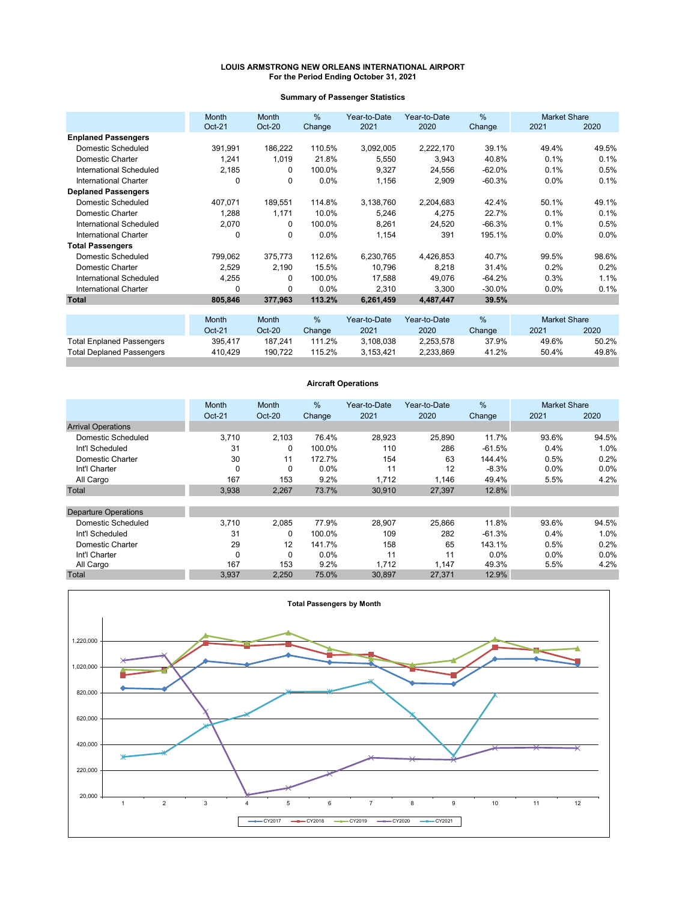**LOUIS ARMSTRONG NEW ORLEANS INTERNATIONAL AIRPORT**
**For the Period Ending October 31, 2021**

**Summary of Passenger Statistics**

| | Month Oct-21 | Month Oct-20 | % Change | Year-to-Date 2021 | Year-to-Date 2020 | % Change | Market Share 2021 | Market Share 2020 |
|---|---|---|---|---|---|---|---|---|
| **Enplaned Passengers** | | | | | | | | |
| Domestic Scheduled | 391,991 | 186,222 | 110.5% | 3,092,005 | 2,222,170 | 39.1% | 49.4% | 49.5% |
| Domestic Charter | 1,241 | 1,019 | 21.8% | 5,550 | 3,943 | 40.8% | 0.1% | 0.1% |
| International Scheduled | 2,185 | 0 | 100.0% | 9,327 | 24,556 | -62.0% | 0.1% | 0.5% |
| International Charter | 0 | 0 | 0.0% | 1,156 | 2,909 | -60.3% | 0.0% | 0.1% |
| **Deplaned Passengers** | | | | | | | | |
| Domestic Scheduled | 407,071 | 189,551 | 114.8% | 3,138,760 | 2,204,683 | 42.4% | 50.1% | 49.1% |
| Domestic Charter | 1,288 | 1,171 | 10.0% | 5,246 | 4,275 | 22.7% | 0.1% | 0.1% |
| International Scheduled | 2,070 | 0 | 100.0% | 8,261 | 24,520 | -66.3% | 0.1% | 0.5% |
| International Charter | 0 | 0 | 0.0% | 1,154 | 391 | 195.1% | 0.0% | 0.0% |
| **Total Passengers** | | | | | | | | |
| Domestic Scheduled | 799,062 | 375,773 | 112.6% | 6,230,765 | 4,426,853 | 40.7% | 99.5% | 98.6% |
| Domestic Charter | 2,529 | 2,190 | 15.5% | 10,796 | 8,218 | 31.4% | 0.2% | 0.2% |
| International Scheduled | 4,255 | 0 | 100.0% | 17,588 | 49,076 | -64.2% | 0.3% | 1.1% |
| International Charter | 0 | 0 | 0.0% | 2,310 | 3,300 | -30.0% | 0.0% | 0.1% |
| **Total** | **805,846** | **377,963** | **113.2%** | **6,261,459** | **4,487,447** | **39.5%** | | |

| | Month Oct-21 | Month Oct-20 | % Change | Year-to-Date 2021 | Year-to-Date 2020 | % Change | Market Share 2021 | Market Share 2020 |
|---|---|---|---|---|---|---|---|---|
| Total Enplaned Passengers | 395,417 | 187,241 | 111.2% | 3,108,038 | 2,253,578 | 37.9% | 49.6% | 50.2% |
| Total Deplaned Passengers | 410,429 | 190,722 | 115.2% | 3,153,421 | 2,233,869 | 41.2% | 50.4% | 49.8% |

**Aircraft Operations**

| | Month Oct-21 | Month Oct-20 | % Change | Year-to-Date 2021 | Year-to-Date 2020 | % Change | Market Share 2021 | Market Share 2020 |
|---|---|---|---|---|---|---|---|---|
| Arrival Operations | | | | | | | | |
| Domestic Scheduled | 3,710 | 2,103 | 76.4% | 28,923 | 25,890 | 11.7% | 93.6% | 94.5% |
| Int'l Scheduled | 31 | 0 | 100.0% | 110 | 286 | -61.5% | 0.4% | 1.0% |
| Domestic Charter | 30 | 11 | 172.7% | 154 | 63 | 144.4% | 0.5% | 0.2% |
| Int'l Charter | 0 | 0 | 0.0% | 11 | 12 | -8.3% | 0.0% | 0.0% |
| All Cargo | 167 | 153 | 9.2% | 1,712 | 1,146 | 49.4% | 5.5% | 4.2% |
| Total | 3,938 | 2,267 | 73.7% | 30,910 | 27,397 | 12.8% | | |
| Departure Operations | | | | | | | | |
| Domestic Scheduled | 3,710 | 2,085 | 77.9% | 28,907 | 25,866 | 11.8% | 93.6% | 94.5% |
| Int'l Scheduled | 31 | 0 | 100.0% | 109 | 282 | -61.3% | 0.4% | 1.0% |
| Domestic Charter | 29 | 12 | 141.7% | 158 | 65 | 143.1% | 0.5% | 0.2% |
| Int'l Charter | 0 | 0 | 0.0% | 11 | 11 | 0.0% | 0.0% | 0.0% |
| All Cargo | 167 | 153 | 9.2% | 1,712 | 1,147 | 49.3% | 5.5% | 4.2% |
| Total | 3,937 | 2,250 | 75.0% | 30,897 | 27,371 | 12.9% | | |

**Total Passengers by Month**

1,220,000
1,020,000
820,000
620,000
420,000
220,000
20,000

1 2 3 4 5 6 7 8 9 10 11 12

CY2017 CY2018 CY2019 CY2020 CY2021